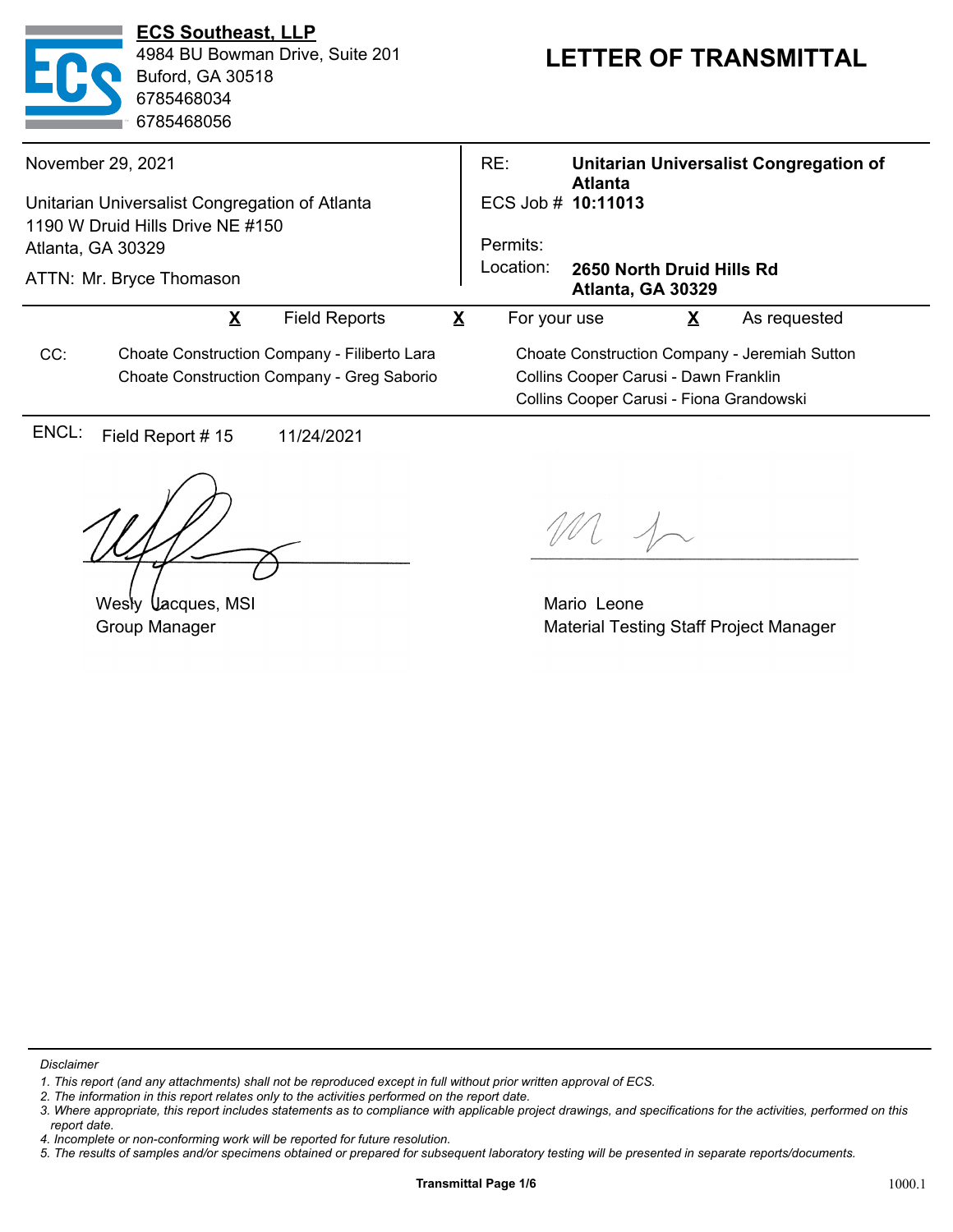**ECS Southeast, LLP**
4984 BU Bowman Drive, Suite 201
Buford, GA 30518
6785468034
6785468056

# LETTER OF TRANSMITTAL

November 29, 2021

Unitarian Universalist Congregation of Atlanta
1190 W Druid Hills Drive NE #150
Atlanta, GA 30329

ATTN: Mr. Bryce Thomason

RE: **Unitarian Universalist Congregation of Atlanta**
ECS Job # **10:11013**
Permits:
Location: **2650 North Druid Hills Rd Atlanta, GA 30329**

**X** Field Reports    **X** For your use    **X** As requested

CC:
Choate Construction Company - Filiberto Lara
Choate Construction Company - Greg Saborio
Choate Construction Company - Jeremiah Sutton
Collins Cooper Carusi - Dawn Franklin
Collins Cooper Carusi - Fiona Grandowski

ENCL: Field Report # 15    11/24/2021

Wesly Jacques, MSI
Group Manager

Mario Leone
Material Testing Staff Project Manager

*Disclaimer*

1. *This report (and any attachments) shall not be reproduced except in full without prior written approval of ECS.*
2. *The information in this report relates only to the activities performed on the report date.*
3. *Where appropriate, this report includes statements as to compliance with applicable project drawings, and specifications for the activities, performed on this report date.*
4. *Incomplete or non-conforming work will be reported for future resolution.*
5. *The results of samples and/or specimens obtained or prepared for subsequent laboratory testing will be presented in separate reports/documents.*

1000.1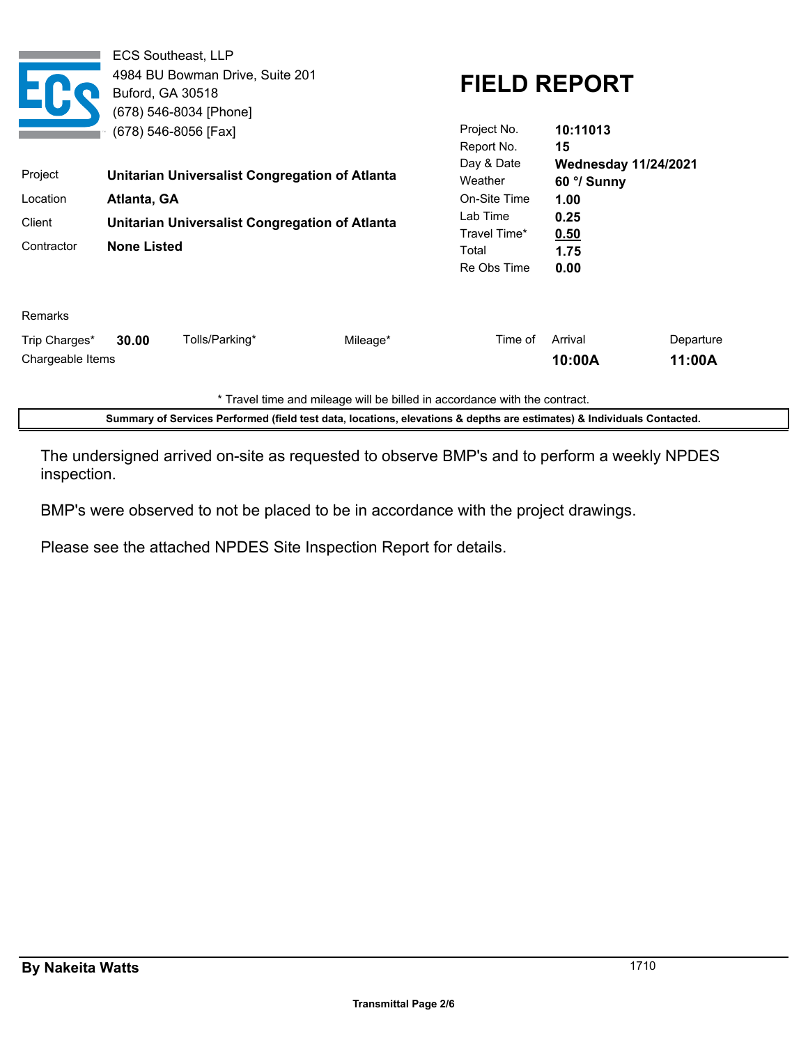ECS Southeast, LLP
4984 BU Bowman Drive, Suite 201
Buford, GA 30518
(678) 546-8034 [Phone]
(678) 546-8056 [Fax]

# FIELD REPORT

| | |
|---|---|
| Project | **Unitarian Universalist Congregation of Atlanta** |
| Location | **Atlanta, GA** |
| Client | **Unitarian Universalist Congregation of Atlanta** |
| Contractor | **None Listed** |

| | |
|---|---|
| Project No. | **10:11013** |
| Report No. | **15** |
| Day & Date | **Wednesday 11/24/2021** |
| Weather | **60 °/ Sunny** |
| On-Site Time | **1.00** |
| Lab Time | **0.25** |
| Travel Time* | **0.50** |
| Total | **1.75** |
| Re Obs Time | **0.00** |

Remarks

| Trip Charges* | Tolls/Parking* | Mileage* | Time of | Arrival | Departure |
|---|---|---|---|---|---|
| **30.00** | | | | **10:00A** | **11:00A** |

Chargeable Items

\* Travel time and mileage will be billed in accordance with the contract.

**Summary of Services Performed (field test data, locations, elevations & depths are estimates) & Individuals Contacted.**

The undersigned arrived on-site as requested to observe BMP's and to perform a weekly NPDES inspection.

BMP's were observed to not be placed to be in accordance with the project drawings.

Please see the attached NPDES Site Inspection Report for details.

**By Nakeita Watts** 1710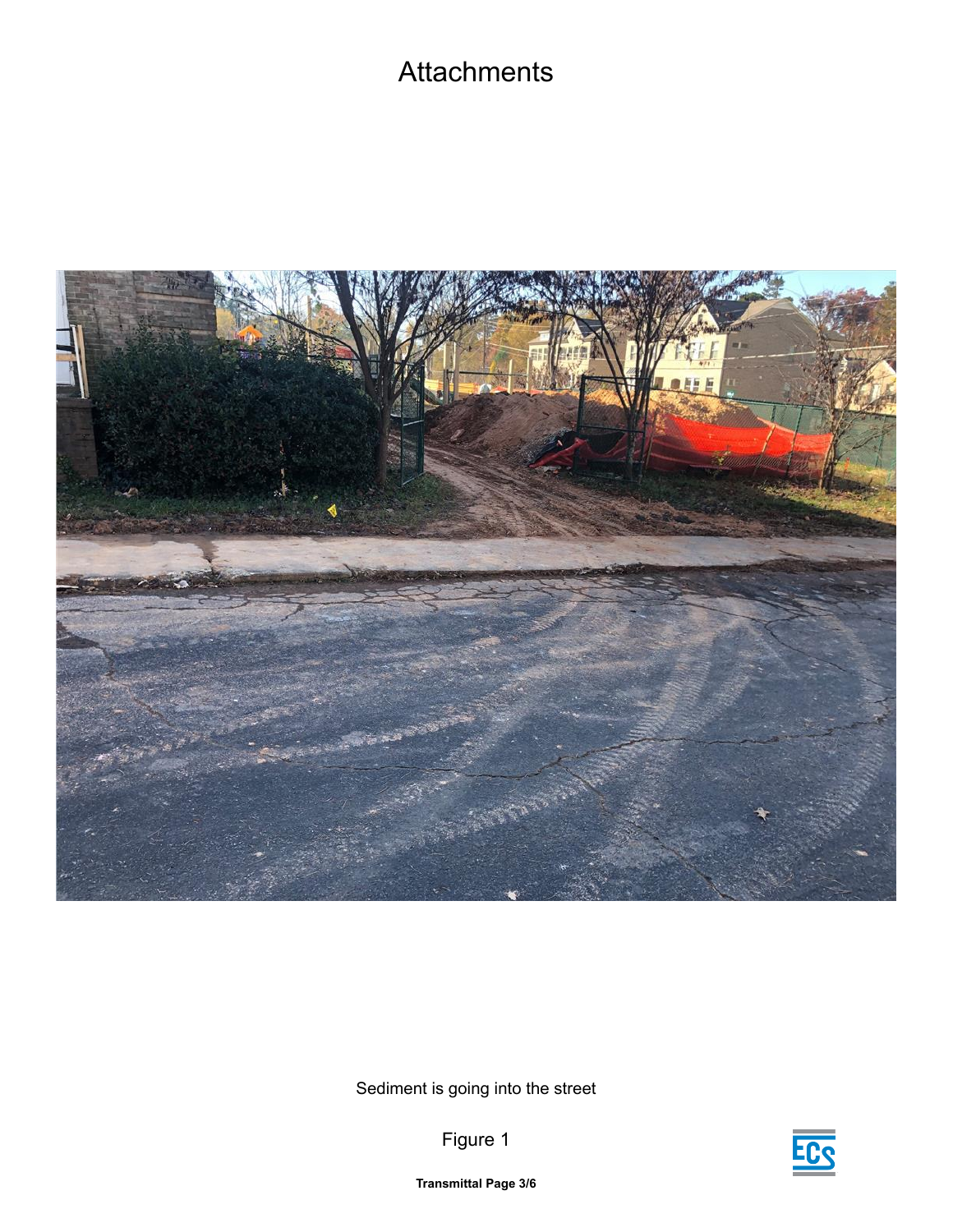# Attachments

Sediment is going into the street

Figure 1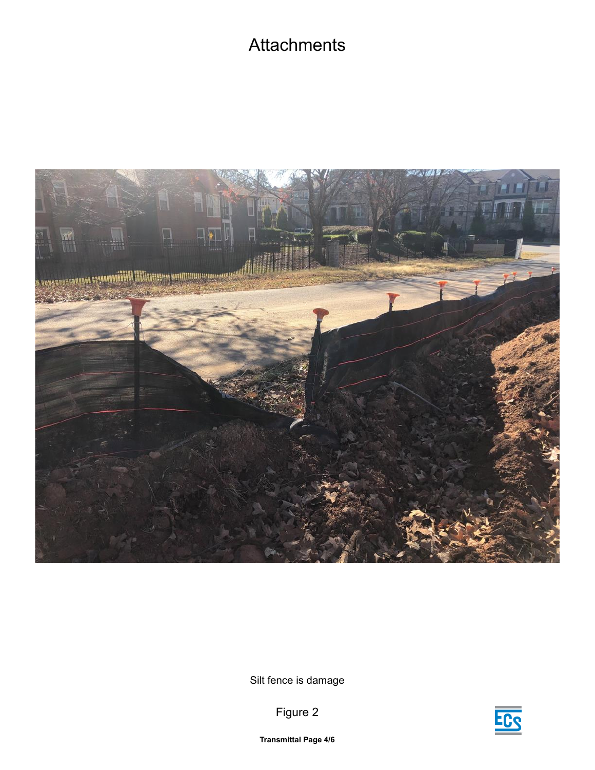# Attachments

Silt fence is damage

Figure 2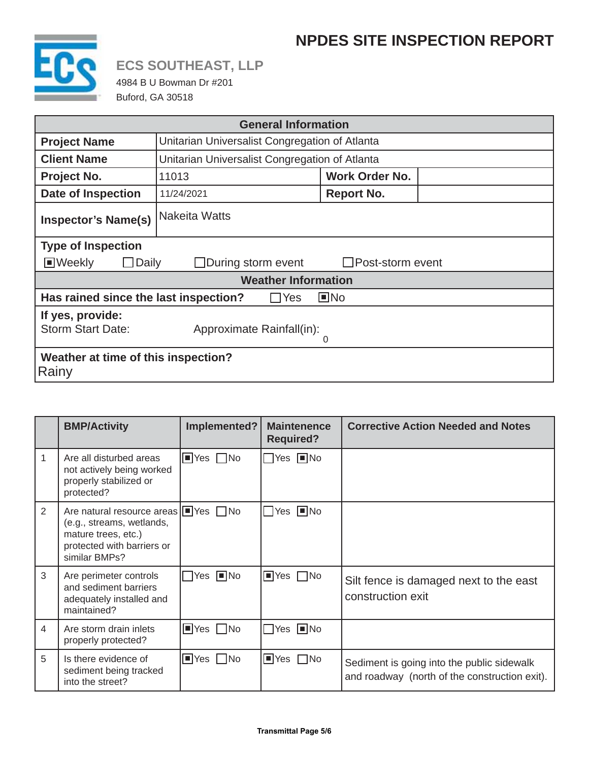# NPDES SITE INSPECTION REPORT

**ECS SOUTHEAST, LLP**

4984 B U Bowman Dr #201
Buford, GA 30518

| General Information | | | |
|---|---|---|---|
| **Project Name** | Unitarian Universalist Congregation of Atlanta | | |
| **Client Name** | Unitarian Universalist Congregation of Atlanta | | |
| **Project No.** | 11013 | **Work Order No.** | |
| **Date of Inspection** | 11/24/2021 | **Report No.** | |
| **Inspector's Name(s)** | Nakeita Watts | | |

**Type of Inspection**

☒ Weekly ☐ Daily ☐ During storm event ☐ Post-storm event

**Weather Information**

**Has rained since the last inspection?** ☐ Yes ☒ No

**If yes, provide:**
Storm Start Date: Approximate Rainfall(in): 0

**Weather at time of this inspection?**
Rainy

| | BMP/Activity | Implemented? | Maintenence Required? | Corrective Action Needed and Notes |
|---|---|---|---|---|
| 1 | Are all disturbed areas not actively being worked properly stabilized or protected? | ☒ Yes ☐ No | ☐ Yes ☒ No | |
| 2 | Are natural resource areas (e.g., streams, wetlands, mature trees, etc.) protected with barriers or similar BMPs? | ☒ Yes ☐ No | ☐ Yes ☒ No | |
| 3 | Are perimeter controls and sediment barriers adequately installed and maintained? | ☐ Yes ☒ No | ☒ Yes ☐ No | Silt fence is damaged next to the east construction exit |
| 4 | Are storm drain inlets properly protected? | ☒ Yes ☐ No | ☐ Yes ☒ No | |
| 5 | Is there evidence of sediment being tracked into the street? | ☒ Yes ☐ No | ☒ Yes ☐ No | Sediment is going into the public sidewalk and roadway (north of the construction exit). |

**Transmittal Page 5/6**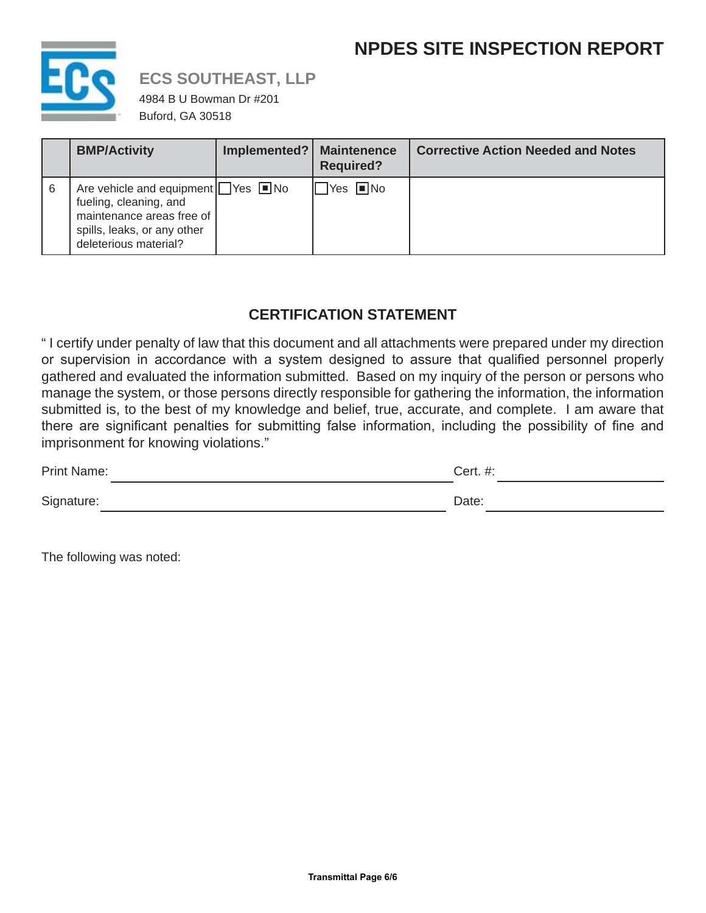# NPDES SITE INSPECTION REPORT

**ECS SOUTHEAST, LLP**

4984 B U Bowman Dr #201
Buford, GA 30518

| | BMP/Activity | Implemented? | Maintenence Required? | Corrective Action Needed and Notes |
|---|---|---|---|---|
| 6 | Are vehicle and equipment fueling, cleaning, and maintenance areas free of spills, leaks, or any other deleterious material? | ☐ Yes ☒ No | ☐ Yes ☒ No | |

## CERTIFICATION STATEMENT

" I certify under penalty of law that this document and all attachments were prepared under my direction or supervision in accordance with a system designed to assure that qualified personnel properly gathered and evaluated the information submitted. Based on my inquiry of the person or persons who manage the system, or those persons directly responsible for gathering the information, the information submitted is, to the best of my knowledge and belief, true, accurate, and complete. I am aware that there are significant penalties for submitting false information, including the possibility of fine and imprisonment for knowing violations."

Print Name: ______________________________ Cert. #: ______________

Signature: ______________________________ Date: ______________

The following was noted:

**Transmittal Page 6/6**